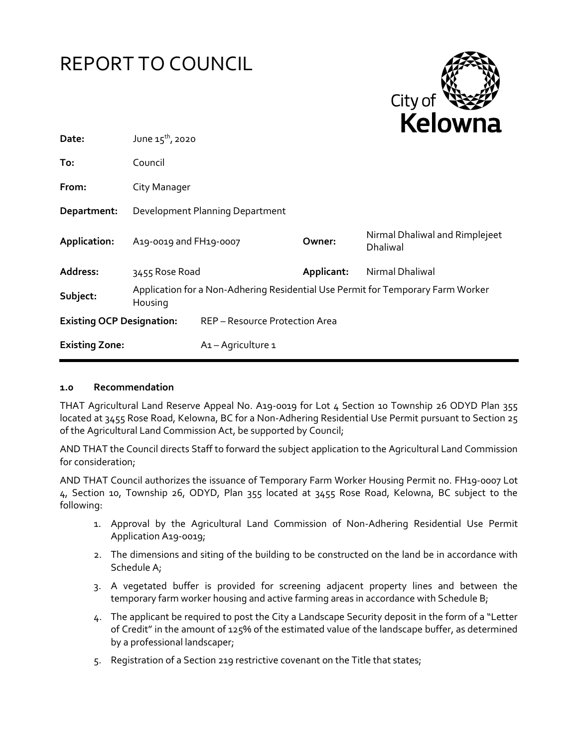# REPORT TO COUNCIL

| | | | |
|---|---|---|---|
| **Date:** | June 15th, 2020 | | |
| **To:** | Council | | |
| **From:** | City Manager | | |
| **Department:** | Development Planning Department | | |
| **Application:** | A19-0019 and FH19-0007 | **Owner:** | Nirmal Dhaliwal and Rimplejeet Dhaliwal |
| **Address:** | 3455 Rose Road | **Applicant:** | Nirmal Dhaliwal |
| **Subject:** | Application for a Non-Adhering Residential Use Permit for Temporary Farm Worker Housing | | |
| **Existing OCP Designation:** | REP – Resource Protection Area | | |
| **Existing Zone:** | A1 – Agriculture 1 | | |

## 1.0 Recommendation

THAT Agricultural Land Reserve Appeal No. A19-0019 for Lot 4 Section 10 Township 26 ODYD Plan 355 located at 3455 Rose Road, Kelowna, BC for a Non-Adhering Residential Use Permit pursuant to Section 25 of the Agricultural Land Commission Act, be supported by Council;

AND THAT the Council directs Staff to forward the subject application to the Agricultural Land Commission for consideration;

AND THAT Council authorizes the issuance of Temporary Farm Worker Housing Permit no. FH19-0007 Lot 4, Section 10, Township 26, ODYD, Plan 355 located at 3455 Rose Road, Kelowna, BC subject to the following:

1. Approval by the Agricultural Land Commission of Non-Adhering Residential Use Permit Application A19-0019;
2. The dimensions and siting of the building to be constructed on the land be in accordance with Schedule A;
3. A vegetated buffer is provided for screening adjacent property lines and between the temporary farm worker housing and active farming areas in accordance with Schedule B;
4. The applicant be required to post the City a Landscape Security deposit in the form of a "Letter of Credit" in the amount of 125% of the estimated value of the landscape buffer, as determined by a professional landscaper;
5. Registration of a Section 219 restrictive covenant on the Title that states;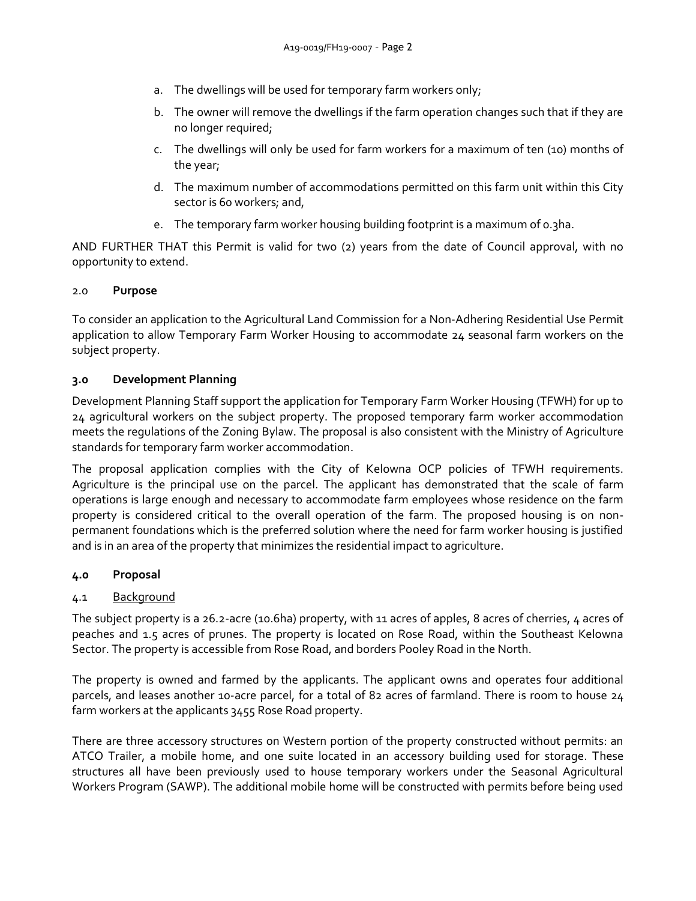a. The dwellings will be used for temporary farm workers only;

b. The owner will remove the dwellings if the farm operation changes such that if they are no longer required;

c. The dwellings will only be used for farm workers for a maximum of ten (10) months of the year;

d. The maximum number of accommodations permitted on this farm unit within this City sector is 60 workers; and,

e. The temporary farm worker housing building footprint is a maximum of 0.3ha.

AND FURTHER THAT this Permit is valid for two (2) years from the date of Council approval, with no opportunity to extend.

## 2.0 Purpose

To consider an application to the Agricultural Land Commission for a Non-Adhering Residential Use Permit application to allow Temporary Farm Worker Housing to accommodate 24 seasonal farm workers on the subject property.

## 3.0 Development Planning

Development Planning Staff support the application for Temporary Farm Worker Housing (TFWH) for up to 24 agricultural workers on the subject property. The proposed temporary farm worker accommodation meets the regulations of the Zoning Bylaw. The proposal is also consistent with the Ministry of Agriculture standards for temporary farm worker accommodation.

The proposal application complies with the City of Kelowna OCP policies of TFWH requirements. Agriculture is the principal use on the parcel. The applicant has demonstrated that the scale of farm operations is large enough and necessary to accommodate farm employees whose residence on the farm property is considered critical to the overall operation of the farm. The proposed housing is on non-permanent foundations which is the preferred solution where the need for farm worker housing is justified and is in an area of the property that minimizes the residential impact to agriculture.

## 4.0 Proposal

### 4.1 Background

The subject property is a 26.2-acre (10.6ha) property, with 11 acres of apples, 8 acres of cherries, 4 acres of peaches and 1.5 acres of prunes. The property is located on Rose Road, within the Southeast Kelowna Sector. The property is accessible from Rose Road, and borders Pooley Road in the North.

The property is owned and farmed by the applicants. The applicant owns and operates four additional parcels, and leases another 10-acre parcel, for a total of 82 acres of farmland. There is room to house 24 farm workers at the applicants 3455 Rose Road property.

There are three accessory structures on Western portion of the property constructed without permits: an ATCO Trailer, a mobile home, and one suite located in an accessory building used for storage. These structures all have been previously used to house temporary workers under the Seasonal Agricultural Workers Program (SAWP). The additional mobile home will be constructed with permits before being used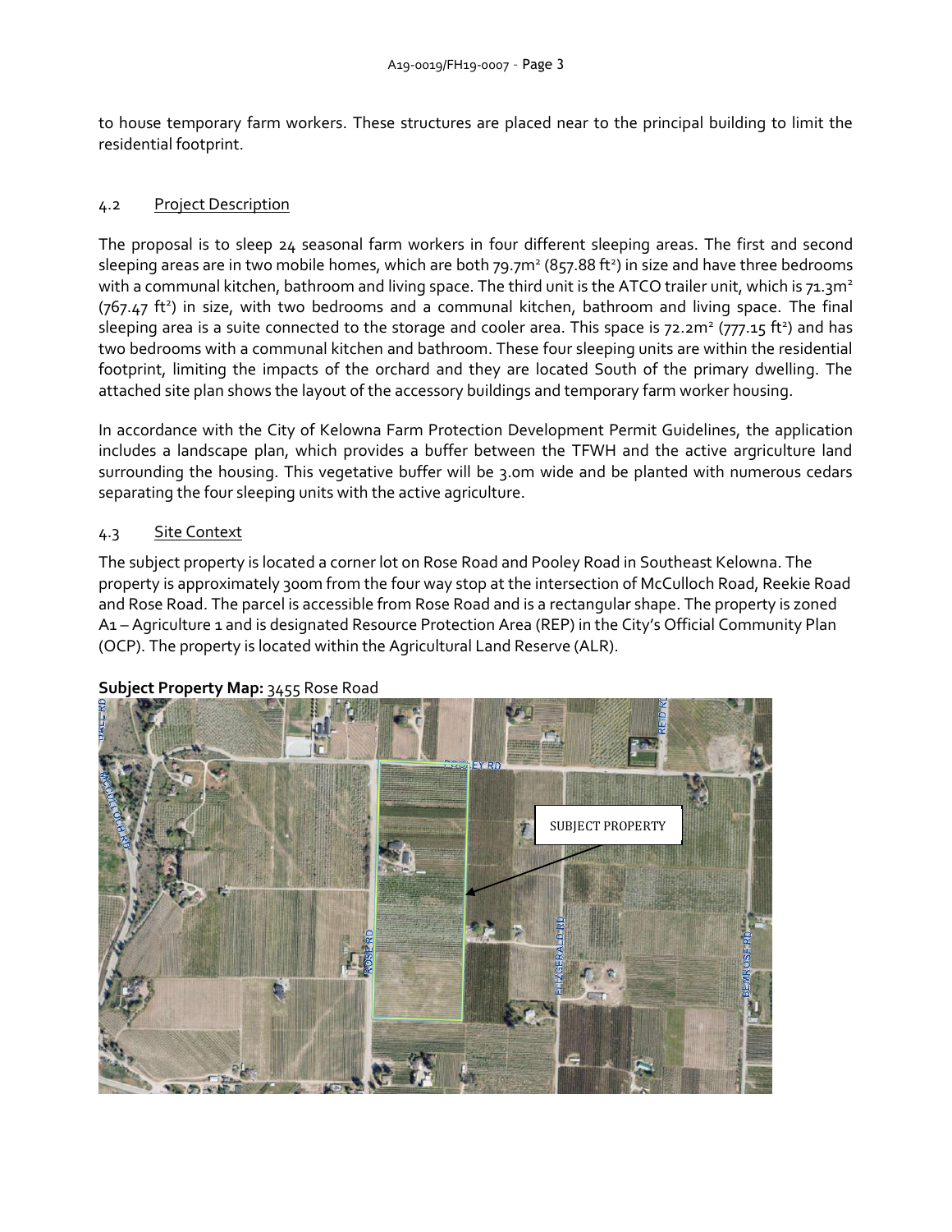to house temporary farm workers. These structures are placed near to the principal building to limit the residential footprint.

## 4.2 Project Description

The proposal is to sleep 24 seasonal farm workers in four different sleeping areas. The first and second sleeping areas are in two mobile homes, which are both 79.7m² (857.88 ft²) in size and have three bedrooms with a communal kitchen, bathroom and living space. The third unit is the ATCO trailer unit, which is 71.3m² (767.47 ft²) in size, with two bedrooms and a communal kitchen, bathroom and living space. The final sleeping area is a suite connected to the storage and cooler area. This space is 72.2m² (777.15 ft²) and has two bedrooms with a communal kitchen and bathroom. These four sleeping units are within the residential footprint, limiting the impacts of the orchard and they are located South of the primary dwelling. The attached site plan shows the layout of the accessory buildings and temporary farm worker housing.

In accordance with the City of Kelowna Farm Protection Development Permit Guidelines, the application includes a landscape plan, which provides a buffer between the TFWH and the active argriculture land surrounding the housing. This vegetative buffer will be 3.0m wide and be planted with numerous cedars separating the four sleeping units with the active agriculture.

## 4.3 Site Context

The subject property is located a corner lot on Rose Road and Pooley Road in Southeast Kelowna. The property is approximately 300m from the four way stop at the intersection of McCulloch Road, Reekie Road and Rose Road. The parcel is accessible from Rose Road and is a rectangular shape. The property is zoned A1 – Agriculture 1 and is designated Resource Protection Area (REP) in the City's Official Community Plan (OCP). The property is located within the Agricultural Land Reserve (ALR).

**Subject Property Map:** 3455 Rose Road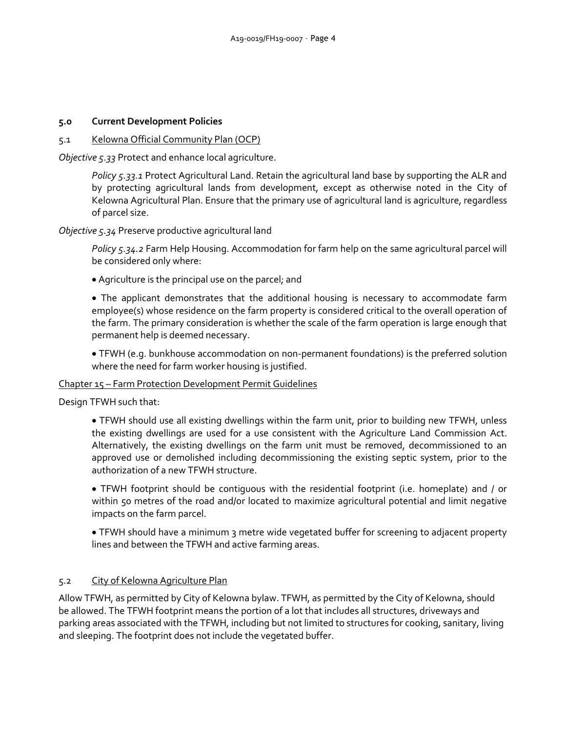## **5.0 Current Development Policies**

### 5.1 Kelowna Official Community Plan (OCP)

*Objective 5.33* Protect and enhance local agriculture.

> *Policy 5.33.1* Protect Agricultural Land. Retain the agricultural land base by supporting the ALR and by protecting agricultural lands from development, except as otherwise noted in the City of Kelowna Agricultural Plan. Ensure that the primary use of agricultural land is agriculture, regardless of parcel size.

*Objective 5.34* Preserve productive agricultural land

> *Policy 5.34.2* Farm Help Housing. Accommodation for farm help on the same agricultural parcel will be considered only where:
>
> - Agriculture is the principal use on the parcel; and
> - The applicant demonstrates that the additional housing is necessary to accommodate farm employee(s) whose residence on the farm property is considered critical to the overall operation of the farm. The primary consideration is whether the scale of the farm operation is large enough that permanent help is deemed necessary.
> - TFWH (e.g. bunkhouse accommodation on non-permanent foundations) is the preferred solution where the need for farm worker housing is justified.

Chapter 15 – Farm Protection Development Permit Guidelines

Design TFWH such that:

> - TFWH should use all existing dwellings within the farm unit, prior to building new TFWH, unless the existing dwellings are used for a use consistent with the Agriculture Land Commission Act. Alternatively, the existing dwellings on the farm unit must be removed, decommissioned to an approved use or demolished including decommissioning the existing septic system, prior to the authorization of a new TFWH structure.
> - TFWH footprint should be contiguous with the residential footprint (i.e. homeplate) and / or within 50 metres of the road and/or located to maximize agricultural potential and limit negative impacts on the farm parcel.
> - TFWH should have a minimum 3 metre wide vegetated buffer for screening to adjacent property lines and between the TFWH and active farming areas.

### 5.2 City of Kelowna Agriculture Plan

Allow TFWH, as permitted by City of Kelowna bylaw. TFWH, as permitted by the City of Kelowna, should be allowed. The TFWH footprint means the portion of a lot that includes all structures, driveways and parking areas associated with the TFWH, including but not limited to structures for cooking, sanitary, living and sleeping. The footprint does not include the vegetated buffer.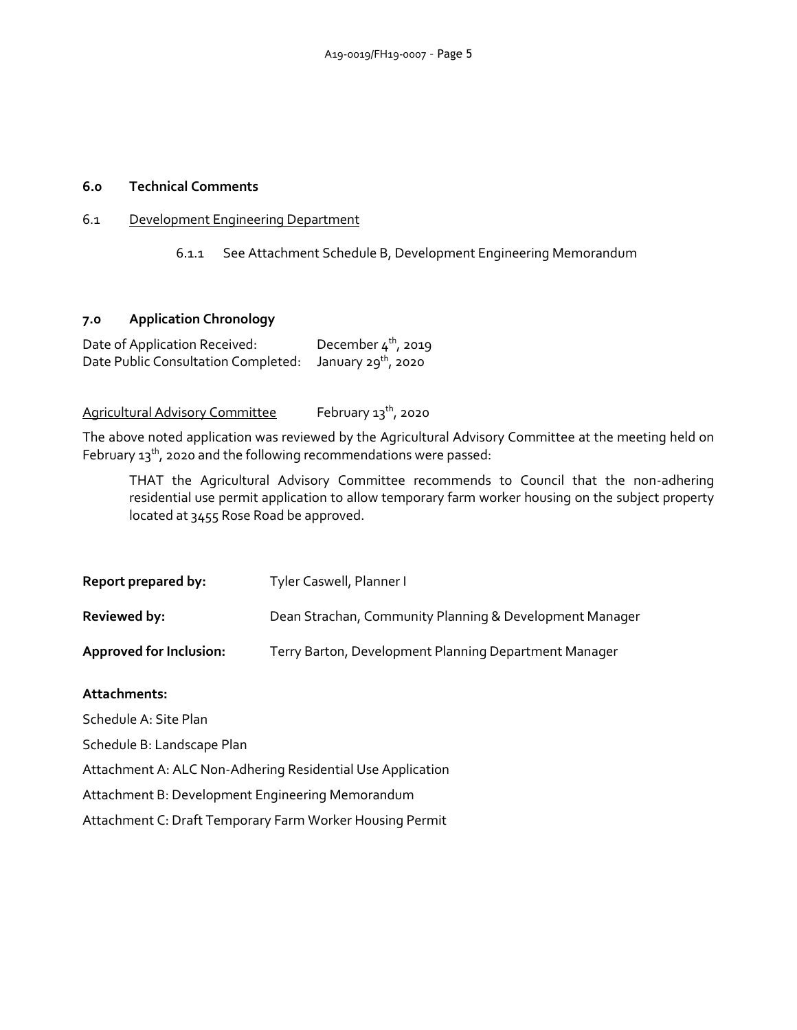## 6.0 Technical Comments

6.1 Development Engineering Department

6.1.1 See Attachment Schedule B, Development Engineering Memorandum

## 7.0 Application Chronology

Date of Application Received: December 4th, 2019
Date Public Consultation Completed: January 29th, 2020

Agricultural Advisory Committee February 13th, 2020

The above noted application was reviewed by the Agricultural Advisory Committee at the meeting held on February 13th, 2020 and the following recommendations were passed:

> THAT the Agricultural Advisory Committee recommends to Council that the non-adhering residential use permit application to allow temporary farm worker housing on the subject property located at 3455 Rose Road be approved.

**Report prepared by:** Tyler Caswell, Planner I

**Reviewed by:** Dean Strachan, Community Planning & Development Manager

**Approved for Inclusion:** Terry Barton, Development Planning Department Manager

**Attachments:**

Schedule A: Site Plan

Schedule B: Landscape Plan

Attachment A: ALC Non-Adhering Residential Use Application

Attachment B: Development Engineering Memorandum

Attachment C: Draft Temporary Farm Worker Housing Permit